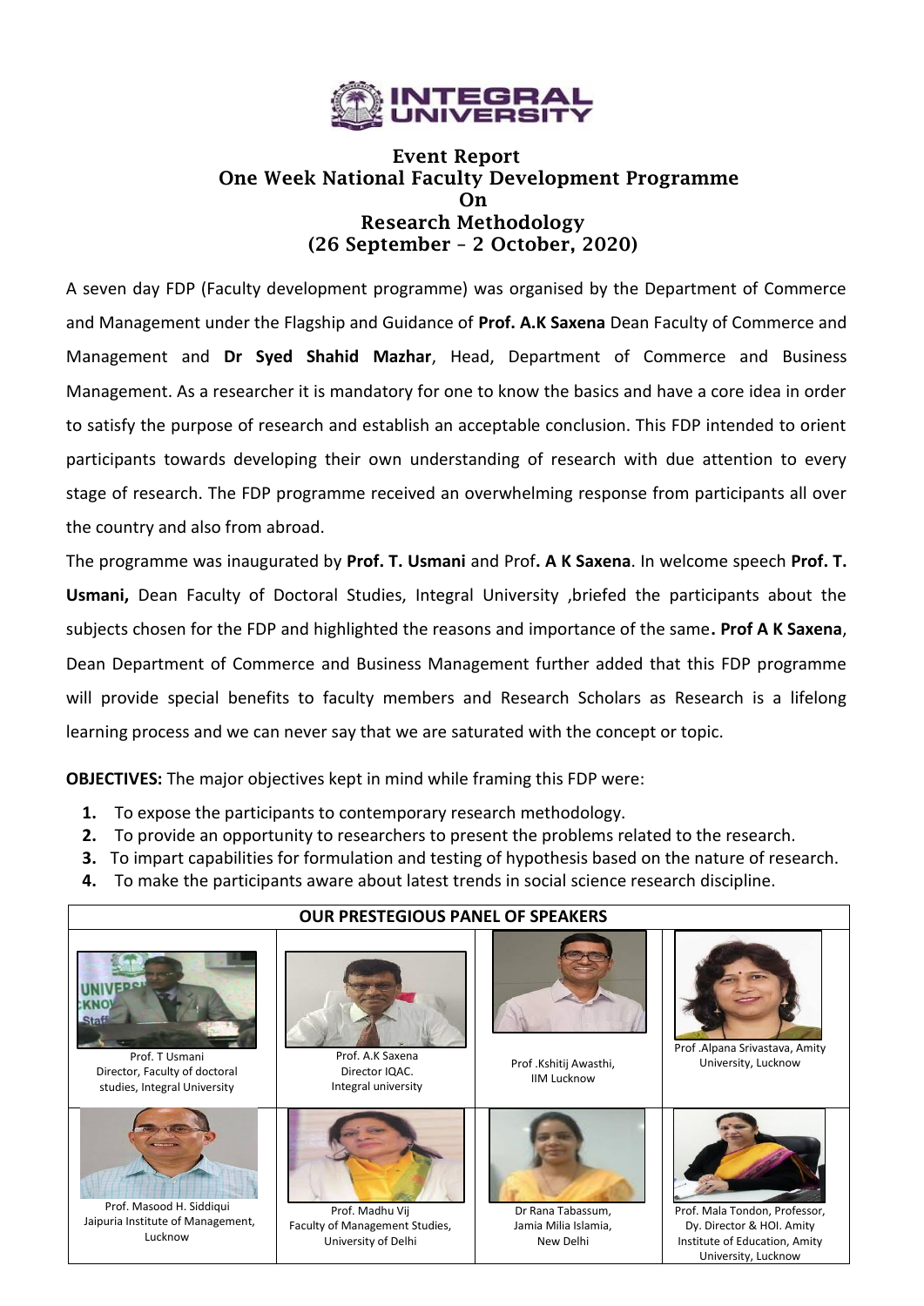# Event Report
## One Week National Faculty Development Programme
## On
## Research Methodology
## (26 September – 2 October, 2020)

A seven day FDP (Faculty development programme) was organised by the Department of Commerce and Management under the Flagship and Guidance of **Prof. A.K Saxena** Dean Faculty of Commerce and Management and **Dr Syed Shahid Mazhar**, Head, Department of Commerce and Business Management. As a researcher it is mandatory for one to know the basics and have a core idea in order to satisfy the purpose of research and establish an acceptable conclusion. This FDP intended to orient participants towards developing their own understanding of research with due attention to every stage of research. The FDP programme received an overwhelming response from participants all over the country and also from abroad.

The programme was inaugurated by **Prof. T. Usmani** and Prof**. A K Saxena**. In welcome speech **Prof. T. Usmani,** Dean Faculty of Doctoral Studies, Integral University ,briefed the participants about the subjects chosen for the FDP and highlighted the reasons and importance of the same**. Prof A K Saxena**, Dean Department of Commerce and Business Management further added that this FDP programme will provide special benefits to faculty members and Research Scholars as Research is a lifelong learning process and we can never say that we are saturated with the concept or topic.

**OBJECTIVES:** The major objectives kept in mind while framing this FDP were:

1. To expose the participants to contemporary research methodology.
2. To provide an opportunity to researchers to present the problems related to the research.
3. To impart capabilities for formulation and testing of hypothesis based on the nature of research.
4. To make the participants aware about latest trends in social science research discipline.

| OUR PRESTEGIOUS PANEL OF SPEAKERS | | | |
|---|---|---|---|
| Prof. T Usmani Director, Faculty of doctoral studies, Integral University | Prof. A.K Saxena Director IQAC. Integral university | Prof .Kshitij Awasthi, IIM Lucknow | Prof .Alpana Srivastava, Amity University, Lucknow |
| Prof. Masood H. Siddiqui Jaipuria Institute of Management, Lucknow | Prof. Madhu Vij Faculty of Management Studies, University of Delhi | Dr Rana Tabassum, Jamia Milia Islamia, New Delhi | Prof. Mala Tondon, Professor, Dy. Director & HOI. Amity Institute of Education, Amity University, Lucknow |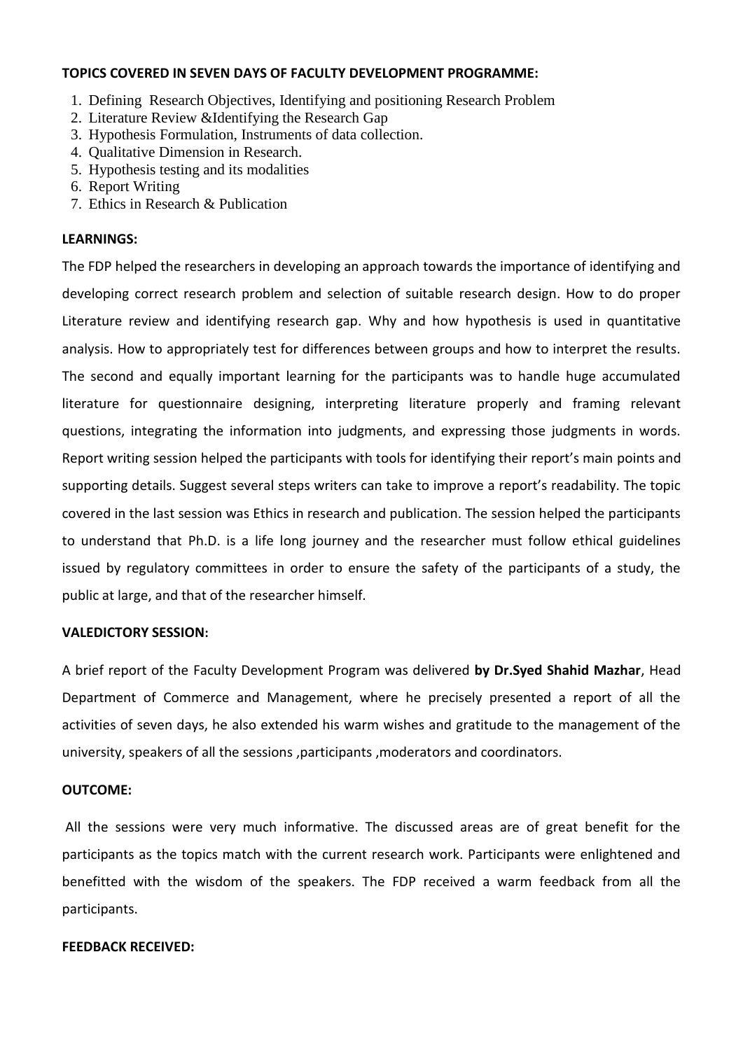**TOPICS COVERED IN SEVEN DAYS OF FACULTY DEVELOPMENT PROGRAMME:**

1. Defining Research Objectives, Identifying and positioning Research Problem
2. Literature Review &Identifying the Research Gap
3. Hypothesis Formulation, Instruments of data collection.
4. Qualitative Dimension in Research.
5. Hypothesis testing and its modalities
6. Report Writing
7. Ethics in Research & Publication

**LEARNINGS:**

The FDP helped the researchers in developing an approach towards the importance of identifying and developing correct research problem and selection of suitable research design. How to do proper Literature review and identifying research gap. Why and how hypothesis is used in quantitative analysis. How to appropriately test for differences between groups and how to interpret the results. The second and equally important learning for the participants was to handle huge accumulated literature for questionnaire designing, interpreting literature properly and framing relevant questions, integrating the information into judgments, and expressing those judgments in words. Report writing session helped the participants with tools for identifying their report's main points and supporting details. Suggest several steps writers can take to improve a report's readability. The topic covered in the last session was Ethics in research and publication. The session helped the participants to understand that Ph.D. is a life long journey and the researcher must follow ethical guidelines issued by regulatory committees in order to ensure the safety of the participants of a study, the public at large, and that of the researcher himself.

**VALEDICTORY SESSION:**

A brief report of the Faculty Development Program was delivered **by Dr.Syed Shahid Mazhar**, Head Department of Commerce and Management, where he precisely presented a report of all the activities of seven days, he also extended his warm wishes and gratitude to the management of the university, speakers of all the sessions ,participants ,moderators and coordinators.

**OUTCOME:**

All the sessions were very much informative. The discussed areas are of great benefit for the participants as the topics match with the current research work. Participants were enlightened and benefitted with the wisdom of the speakers. The FDP received a warm feedback from all the participants.

**FEEDBACK RECEIVED:**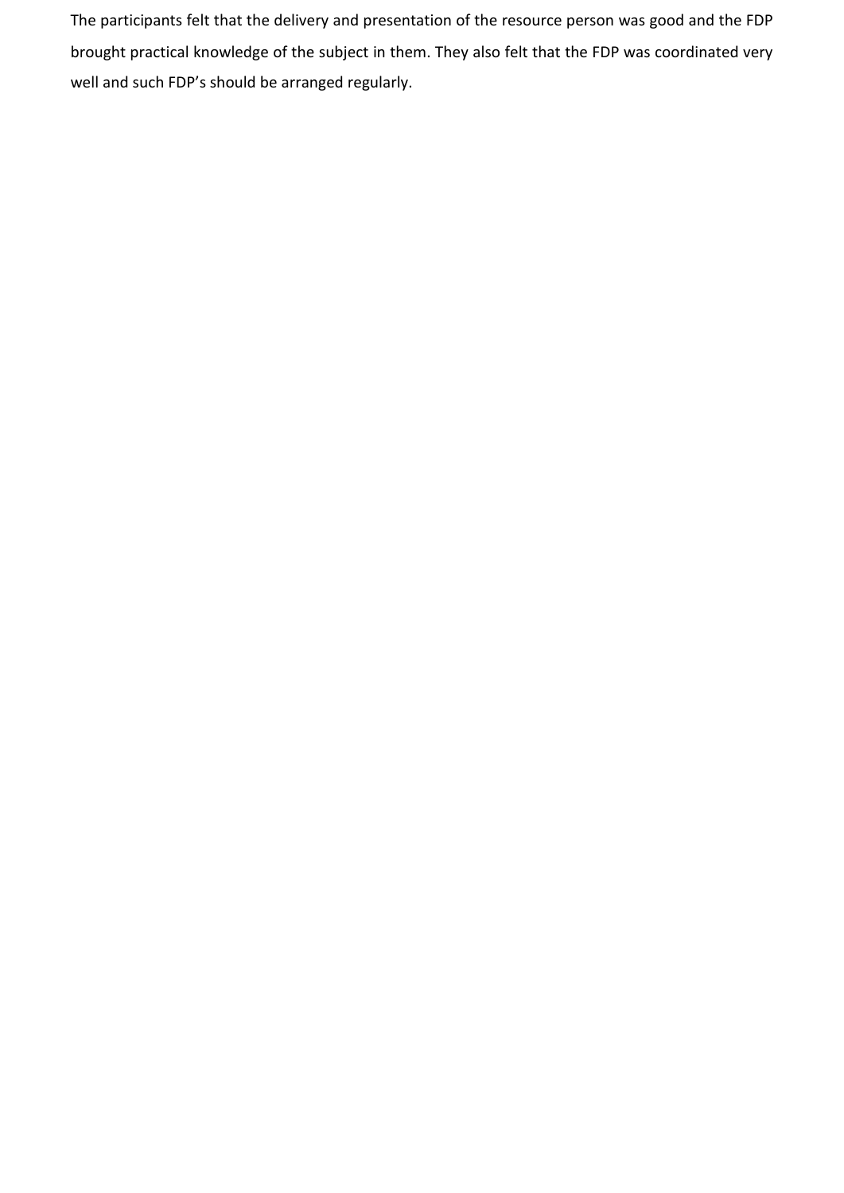The participants felt that the delivery and presentation of the resource person was good and the FDP brought practical knowledge of the subject in them. They also felt that the FDP was coordinated very well and such FDP's should be arranged regularly.